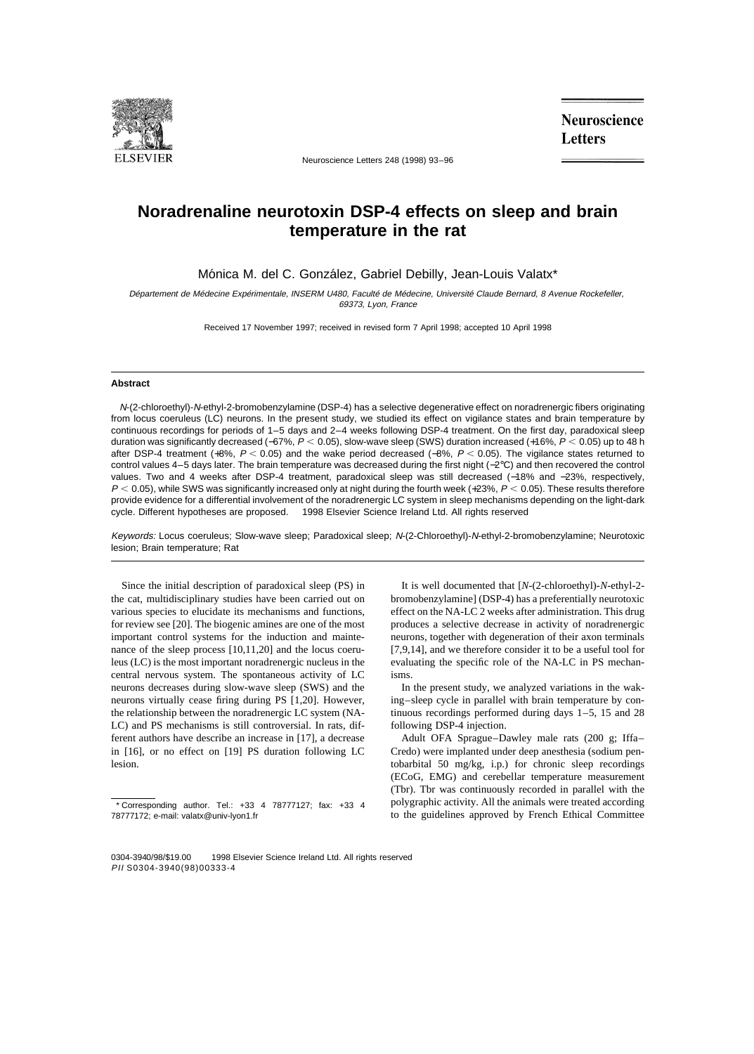# Noradrenaline neurotoxin DSP-4 effects on sleep and brain temperature in the rat

Mónica M. del C. González, Gabriel Debilly, Jean-Louis Valatx*

*Département de Médecine Expérimentale, INSERM U480, Faculté de Médecine, Université Claude Bernard, 8 Avenue Rockefeller, 69373, Lyon, France*

Received 17 November 1997; received in revised form 7 April 1998; accepted 10 April 1998

## Abstract

*N*-(2-chloroethyl)-*N*-ethyl-2-bromobenzylamine (DSP-4) has a selective degenerative effect on noradrenergic fibers originating from locus coeruleus (LC) neurons. In the present study, we studied its effect on vigilance states and brain temperature by continuous recordings for periods of 1–5 days and 2–4 weeks following DSP-4 treatment. On the first day, paradoxical sleep duration was significantly decreased (−67%, $P < 0.05$), slow-wave sleep (SWS) duration increased (+16%, $P < 0.05$) up to 48 h after DSP-4 treatment (+8%, $P < 0.05$) and the wake period decreased (−8%, $P < 0.05$). The vigilance states returned to control values 4–5 days later. The brain temperature was decreased during the first night (−2°C) and then recovered the control values. Two and 4 weeks after DSP-4 treatment, paradoxical sleep was still decreased (−18% and −23%, respectively, $P < 0.05$), while SWS was significantly increased only at night during the fourth week (+23%, $P < 0.05$). These results therefore provide evidence for a differential involvement of the noradrenergic LC system in sleep mechanisms depending on the light-dark cycle. Different hypotheses are proposed. © 1998 Elsevier Science Ireland Ltd. All rights reserved

*Keywords:* Locus coeruleus; Slow-wave sleep; Paradoxical sleep; *N*-(2-Chloroethyl)-*N*-ethyl-2-bromobenzylamine; Neurotoxic lesion; Brain temperature; Rat

Since the initial description of paradoxical sleep (PS) in the cat, multidisciplinary studies have been carried out on various species to elucidate its mechanisms and functions, for review see [20]. The biogenic amines are one of the most important control systems for the induction and maintenance of the sleep process [10,11,20] and the locus coeruleus (LC) is the most important noradrenergic nucleus in the central nervous system. The spontaneous activity of LC neurons decreases during slow-wave sleep (SWS) and the neurons virtually cease firing during PS [1,20]. However, the relationship between the noradrenergic LC system (NA-LC) and PS mechanisms is still controversial. In rats, different authors have describe an increase in [17], a decrease in [16], or no effect on [19] PS duration following LC lesion.

It is well documented that [*N*-(2-chloroethyl)-*N*-ethyl-2-bromobenzylamine] (DSP-4) has a preferentially neurotoxic effect on the NA-LC 2 weeks after administration. This drug produces a selective decrease in activity of noradrenergic neurons, together with degeneration of their axon terminals [7,9,14], and we therefore consider it to be a useful tool for evaluating the specific role of the NA-LC in PS mechanisms.

In the present study, we analyzed variations in the waking–sleep cycle in parallel with brain temperature by continuous recordings performed during days 1–5, 15 and 28 following DSP-4 injection.

Adult OFA Sprague–Dawley male rats (200 g; Iffa–Credo) were implanted under deep anesthesia (sodium pentobarbital 50 mg/kg, i.p.) for chronic sleep recordings (ECoG, EMG) and cerebellar temperature measurement (Tbr). Tbr was continuously recorded in parallel with the polygraphic activity. All the animals were treated according to the guidelines approved by French Ethical Committee

\* Corresponding author. Tel.: +33 4 78777127; fax: +33 4 78777172; e-mail: valatx@univ-lyon1.fr

0304-3940/98/$19.00 © 1998 Elsevier Science Ireland Ltd. All rights reserved
*PII* S0304-3940(98)00333-4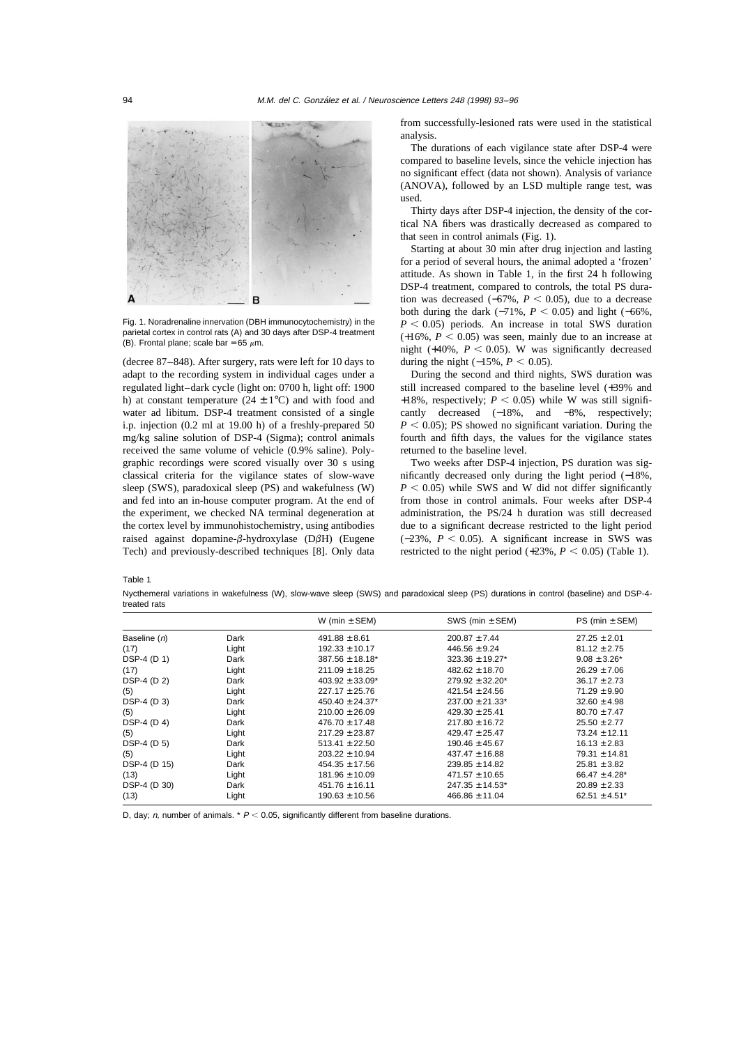Fig. 1. Noradrenaline innervation (DBH immunocytochemistry) in the parietal cortex in control rats (A) and 30 days after DSP-4 treatment (B). Frontal plane; scale bar = 65 μm.

(decree 87–848). After surgery, rats were left for 10 days to adapt to the recording system in individual cages under a regulated light–dark cycle (light on: 0700 h, light off: 1900 h) at constant temperature (24 ± 1°C) and with food and water ad libitum. DSP-4 treatment consisted of a single i.p. injection (0.2 ml at 19.00 h) of a freshly-prepared 50 mg/kg saline solution of DSP-4 (Sigma); control animals received the same volume of vehicle (0.9% saline). Polygraphic recordings were scored visually over 30 s using classical criteria for the vigilance states of slow-wave sleep (SWS), paradoxical sleep (PS) and wakefulness (W) and fed into an in-house computer program. At the end of the experiment, we checked NA terminal degeneration at the cortex level by immunohistochemistry, using antibodies raised against dopamine-β-hydroxylase (DβH) (Eugene Tech) and previously-described techniques [8]. Only data from successfully-lesioned rats were used in the statistical analysis.

The durations of each vigilance state after DSP-4 were compared to baseline levels, since the vehicle injection has no significant effect (data not shown). Analysis of variance (ANOVA), followed by an LSD multiple range test, was used.

Thirty days after DSP-4 injection, the density of the cortical NA fibers was drastically decreased as compared to that seen in control animals (Fig. 1).

Starting at about 30 min after drug injection and lasting for a period of several hours, the animal adopted a 'frozen' attitude. As shown in Table 1, in the first 24 h following DSP-4 treatment, compared to controls, the total PS duration was decreased (−67%, $P < 0.05$), due to a decrease both during the dark (−71%, $P < 0.05$) and light (−66%, $P < 0.05$) periods. An increase in total SWS duration (+16%, $P < 0.05$) was seen, mainly due to an increase at night (+40%, $P < 0.05$). W was significantly decreased during the night (−15%, $P < 0.05$).

During the second and third nights, SWS duration was still increased compared to the baseline level (+39% and +18%, respectively; $P < 0.05$) while W was still significantly decreased (−18%, and −8%, respectively; $P < 0.05$); PS showed no significant variation. During the fourth and fifth days, the values for the vigilance states returned to the baseline level.

Two weeks after DSP-4 injection, PS duration was significantly decreased only during the light period (−18%, $P < 0.05$) while SWS and W did not differ significantly from those in control animals. Four weeks after DSP-4 administration, the PS/24 h duration was still decreased due to a significant decrease restricted to the light period (−23%, $P < 0.05$). A significant increase in SWS was restricted to the night period (+23%, $P < 0.05$) (Table 1).

Table 1

Nycthemeral variations in wakefulness (W), slow-wave sleep (SWS) and paradoxical sleep (PS) durations in control (baseline) and DSP-4-treated rats

| | | W (min ± SEM) | SWS (min ± SEM) | PS (min ± SEM) |
|---|---|---|---|---|
| Baseline (*n*) | Dark | 491.88 ± 8.61 | 200.87 ± 7.44 | 27.25 ± 2.01 |
| (17) | Light | 192.33 ± 10.17 | 446.56 ± 9.24 | 81.12 ± 2.75 |
| DSP-4 (D 1) | Dark | 387.56 ± 18.18* | 323.36 ± 19.27* | 9.08 ± 3.26* |
| (17) | Light | 211.09 ± 18.25 | 482.62 ± 18.70 | 26.29 ± 7.06 |
| DSP-4 (D 2) | Dark | 403.92 ± 33.09* | 279.92 ± 32.20* | 36.17 ± 2.73 |
| (5) | Light | 227.17 ± 25.76 | 421.54 ± 24.56 | 71.29 ± 9.90 |
| DSP-4 (D 3) | Dark | 450.40 ± 24.37* | 237.00 ± 21.33* | 32.60 ± 4.98 |
| (5) | Light | 210.00 ± 26.09 | 429.30 ± 25.41 | 80.70 ± 7.47 |
| DSP-4 (D 4) | Dark | 476.70 ± 17.48 | 217.80 ± 16.72 | 25.50 ± 2.77 |
| (5) | Light | 217.29 ± 23.87 | 429.47 ± 25.47 | 73.24 ± 12.11 |
| DSP-4 (D 5) | Dark | 513.41 ± 22.50 | 190.46 ± 45.67 | 16.13 ± 2.83 |
| (5) | Light | 203.22 ± 10.94 | 437.47 ± 16.88 | 79.31 ± 14.81 |
| DSP-4 (D 15) | Dark | 454.35 ± 17.56 | 239.85 ± 14.82 | 25.81 ± 3.82 |
| (13) | Light | 181.96 ± 10.09 | 471.57 ± 10.65 | 66.47 ± 4.28* |
| DSP-4 (D 30) | Dark | 451.76 ± 16.11 | 247.35 ± 14.53* | 20.89 ± 2.33 |
| (13) | Light | 190.63 ± 10.56 | 466.86 ± 11.04 | 62.51 ± 4.51* |

D, day; *n*, number of animals. * $P < 0.05$, significantly different from baseline durations.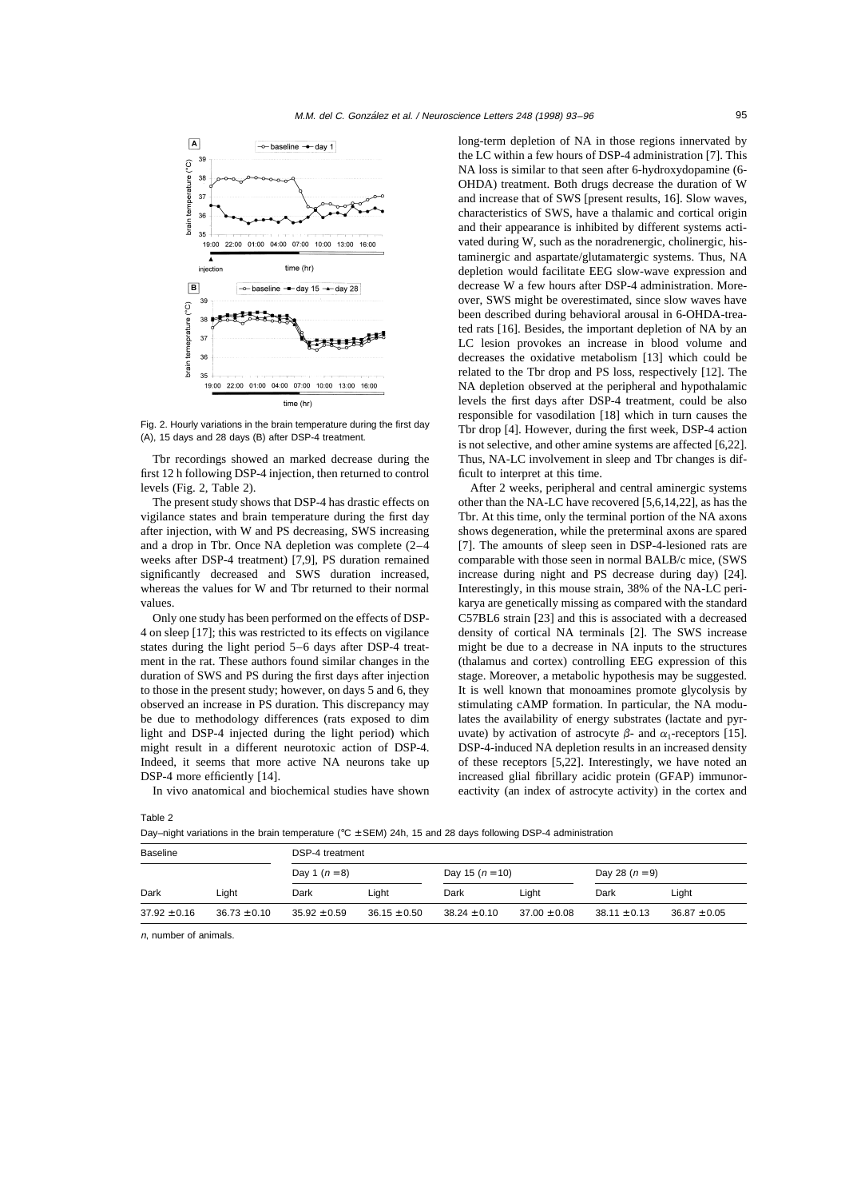Fig. 2. Hourly variations in the brain temperature during the first day (A), 15 days and 28 days (B) after DSP-4 treatment.

Tbr recordings showed an marked decrease during the first 12 h following DSP-4 injection, then returned to control levels (Fig. 2, Table 2).

The present study shows that DSP-4 has drastic effects on vigilance states and brain temperature during the first day after injection, with W and PS decreasing, SWS increasing and a drop in Tbr. Once NA depletion was complete (2–4 weeks after DSP-4 treatment) [7,9], PS duration remained significantly decreased and SWS duration increased, whereas the values for W and Tbr returned to their normal values.

Only one study has been performed on the effects of DSP-4 on sleep [17]; this was restricted to its effects on vigilance states during the light period 5–6 days after DSP-4 treatment in the rat. These authors found similar changes in the duration of SWS and PS during the first days after injection to those in the present study; however, on days 5 and 6, they observed an increase in PS duration. This discrepancy may be due to methodology differences (rats exposed to dim light and DSP-4 injected during the light period) which might result in a different neurotoxic action of DSP-4. Indeed, it seems that more active NA neurons take up DSP-4 more efficiently [14].

In vivo anatomical and biochemical studies have shown long-term depletion of NA in those regions innervated by the LC within a few hours of DSP-4 administration [7]. This NA loss is similar to that seen after 6-hydroxydopamine (6-OHDA) treatment. Both drugs decrease the duration of W and increase that of SWS [present results, 16]. Slow waves, characteristics of SWS, have a thalamic and cortical origin and their appearance is inhibited by different systems activated during W, such as the noradrenergic, cholinergic, histaminergic and aspartate/glutamatergic systems. Thus, NA depletion would facilitate EEG slow-wave expression and decrease W a few hours after DSP-4 administration. Moreover, SWS might be overestimated, since slow waves have been described during behavioral arousal in 6-OHDA-treated rats [16]. Besides, the important depletion of NA by an LC lesion provokes an increase in blood volume and decreases the oxidative metabolism [13] which could be related to the Tbr drop and PS loss, respectively [12]. The NA depletion observed at the peripheral and hypothalamic levels the first days after DSP-4 treatment, could be also responsible for vasodilation [18] which in turn causes the Tbr drop [4]. However, during the first week, DSP-4 action is not selective, and other amine systems are affected [6,22]. Thus, NA-LC involvement in sleep and Tbr changes is difficult to interpret at this time.

After 2 weeks, peripheral and central aminergic systems other than the NA-LC have recovered [5,6,14,22], as has the Tbr. At this time, only the terminal portion of the NA axons shows degeneration, while the preterminal axons are spared [7]. The amounts of sleep seen in DSP-4-lesioned rats are comparable with those seen in normal BALB/c mice, (SWS increase during night and PS decrease during day) [24]. Interestingly, in this mouse strain, 38% of the NA-LC perikarya are genetically missing as compared with the standard C57BL6 strain [23] and this is associated with a decreased density of cortical NA terminals [2]. The SWS increase might be due to a decrease in NA inputs to the structures (thalamus and cortex) controlling EEG expression of this stage. Moreover, a metabolic hypothesis may be suggested. It is well known that monoamines promote glycolysis by stimulating cAMP formation. In particular, the NA modulates the availability of energy substrates (lactate and pyruvate) by activation of astrocyte $\beta$- and $\alpha_1$-receptors [15]. DSP-4-induced NA depletion results in an increased density of these receptors [5,22]. Interestingly, we have noted an increased glial fibrillary acidic protein (GFAP) immunoreactivity (an index of astrocyte activity) in the cortex and

Table 2

Day–night variations in the brain temperature (°C ± SEM) 24h, 15 and 28 days following DSP-4 administration

| Baseline | | DSP-4 treatment | | | | | |
|---|---|---|---|---|---|---|---|
| | | Day 1 ($n$ = 8) | | Day 15 ($n$ = 10) | | Day 28 ($n$ = 9) | |
| Dark | Light | Dark | Light | Dark | Light | Dark | Light |
| 37.92 ± 0.16 | 36.73 ± 0.10 | 35.92 ± 0.59 | 36.15 ± 0.50 | 38.24 ± 0.10 | 37.00 ± 0.08 | 38.11 ± 0.13 | 36.87 ± 0.05 |

*n*, number of animals.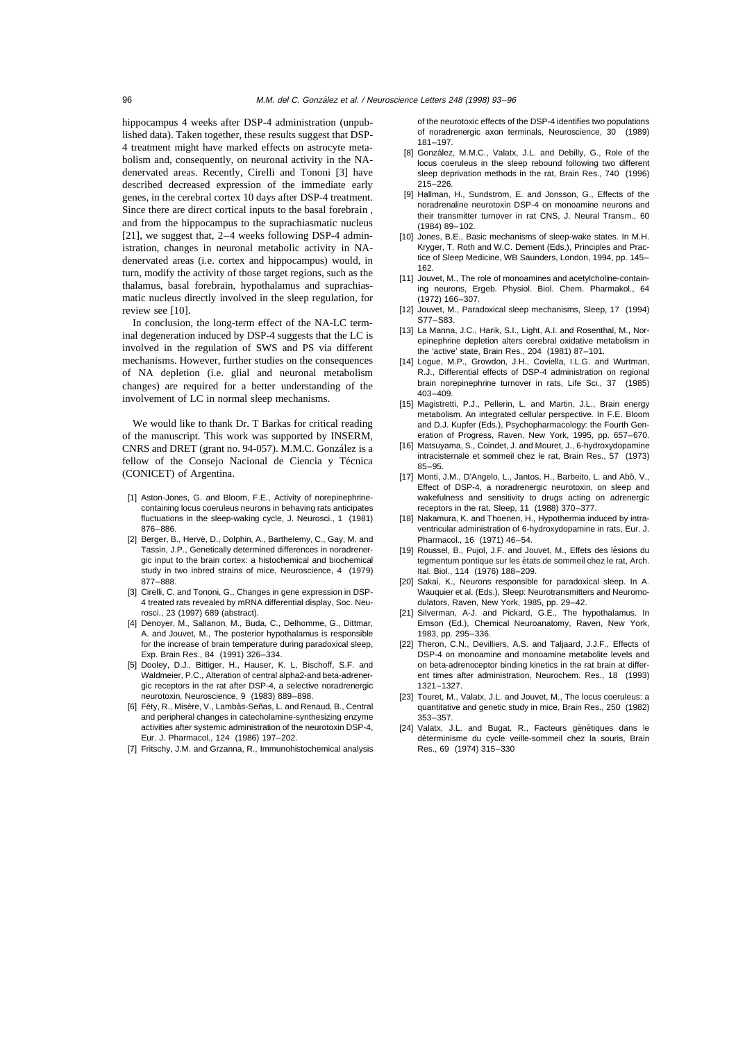hippocampus 4 weeks after DSP-4 administration (unpublished data). Taken together, these results suggest that DSP-4 treatment might have marked effects on astrocyte metabolism and, consequently, on neuronal activity in the NA-denervated areas. Recently, Cirelli and Tononi [3] have described decreased expression of the immediate early genes, in the cerebral cortex 10 days after DSP-4 treatment. Since there are direct cortical inputs to the basal forebrain , and from the hippocampus to the suprachiasmatic nucleus [21], we suggest that, 2–4 weeks following DSP-4 administration, changes in neuronal metabolic activity in NA-denervated areas (i.e. cortex and hippocampus) would, in turn, modify the activity of those target regions, such as the thalamus, basal forebrain, hypothalamus and suprachiasmatic nucleus directly involved in the sleep regulation, for review see [10].

In conclusion, the long-term effect of the NA-LC terminal degeneration induced by DSP-4 suggests that the LC is involved in the regulation of SWS and PS via different mechanisms. However, further studies on the consequences of NA depletion (i.e. glial and neuronal metabolism changes) are required for a better understanding of the involvement of LC in normal sleep mechanisms.

We would like to thank Dr. T Barkas for critical reading of the manuscript. This work was supported by INSERM, CNRS and DRET (grant no. 94-057). M.M.C. González is a fellow of the Consejo Nacional de Ciencia y Técnica (CONICET) of Argentina.

[1] Aston-Jones, G. and Bloom, F.E., Activity of norepinephrine-containing locus coeruleus neurons in behaving rats anticipates fluctuations in the sleep-waking cycle, J. Neurosci., 1 (1981) 876–886.

[2] Berger, B., Hervé, D., Dolphin, A., Barthelemy, C., Gay, M. and Tassin, J.P., Genetically determined differences in noradrenergic input to the brain cortex: a histochemical and biochemical study in two inbred strains of mice, Neuroscience, 4 (1979) 877–888.

[3] Cirelli, C. and Tononi, G., Changes in gene expression in DSP-4 treated rats revealed by mRNA differential display, Soc. Neurosci., 23 (1997) 689 (abstract).

[4] Denoyer, M., Sallanon, M., Buda, C., Delhomme, G., Dittmar, A. and Jouvet, M., The posterior hypothalamus is responsible for the increase of brain temperature during paradoxical sleep, Exp. Brain Res., 84 (1991) 326–334.

[5] Dooley, D.J., Bittiger, H., Hauser, K. L, Bischoff, S.F. and Waldmeier, P.C., Alteration of central alpha2-and beta-adrenergic receptors in the rat after DSP-4, a selective noradrenergic neurotoxin, Neuroscience, 9 (1983) 889–898.

[6] Féty, R., Misère, V., Lambàs-Señas, L. and Renaud, B., Central and peripheral changes in catecholamine-synthesizing enzyme activities after systemic administration of the neurotoxin DSP-4, Eur. J. Pharmacol., 124 (1986) 197–202.

[7] Fritschy, J.M. and Grzanna, R., Immunohistochemical analysis of the neurotoxic effects of the DSP-4 identifies two populations of noradrenergic axon terminals, Neuroscience, 30 (1989) 181–197.

[8] González, M.M.C., Valatx, J.L. and Debilly, G., Role of the locus coeruleus in the sleep rebound following two different sleep deprivation methods in the rat, Brain Res., 740 (1996) 215–226.

[9] Hallman, H., Sundström, E. and Jonsson, G., Effects of the noradrenaline neurotoxin DSP-4 on monoamine neurons and their transmitter turnover in rat CNS, J. Neural Transm., 60 (1984) 89–102.

[10] Jones, B.E., Basic mechanisms of sleep-wake states. In M.H. Kryger, T. Roth and W.C. Dement (Eds.), Principles and Practice of Sleep Medicine, WB Saunders, London, 1994, pp. 145–162.

[11] Jouvet, M., The role of monoamines and acetylcholine-containing neurons, Ergeb. Physiol. Biol. Chem. Pharmakol., 64 (1972) 166–307.

[12] Jouvet, M., Paradoxical sleep mechanisms, Sleep, 17 (1994) S77–S83.

[13] La Manna, J.C., Harik, S.I., Light, A.I. and Rosenthal, M., Norepinephrine depletion alters cerebral oxidative metabolism in the 'active' state, Brain Res., 204 (1981) 87–101.

[14] Logue, M.P., Growdon, J.H., Coviella, I.L.G. and Wurtman, R.J., Differential effects of DSP-4 administration on regional brain norepinephrine turnover in rats, Life Sci., 37 (1985) 403–409.

[15] Magistretti, P.J., Pellerin, L. and Martin, J.L., Brain energy metabolism. An integrated cellular perspective. In F.E. Bloom and D.J. Kupfer (Eds.), Psychopharmacology: the Fourth Generation of Progress, Raven, New York, 1995, pp. 657–670.

[16] Matsuyama, S., Coindet, J. and Mouret, J., 6-hydroxydopamine intracisternale et sommeil chez le rat, Brain Res., 57 (1973) 85–95.

[17] Monti, J.M., D'Angelo, L., Jantos, H., Barbeito, L. and Abò, V., Effect of DSP-4, a noradrenergic neurotoxin, on sleep and wakefulness and sensitivity to drugs acting on adrenergic receptors in the rat, Sleep, 11 (1988) 370–377.

[18] Nakamura, K. and Thoenen, H., Hypothermia induced by intraventricular administration of 6-hydroxydopamine in rats, Eur. J. Pharmacol., 16 (1971) 46–54.

[19] Roussel, B., Pujol, J.F. and Jouvet, M., Effets des lésions du tegmentum pontique sur les états de sommeil chez le rat, Arch. Ital. Biol., 114 (1976) 188–209.

[20] Sakai, K., Neurons responsible for paradoxical sleep. In A. Wauquier et al. (Eds.), Sleep: Neurotransmitters and Neuromodulators, Raven, New York, 1985, pp. 29–42.

[21] Silverman, A-J. and Pickard, G.E., The hypothalamus. In Emson (Ed.), Chemical Neuroanatomy, Raven, New York, 1983, pp. 295–336.

[22] Theron, C.N., Devilliers, A.S. and Taljaard, J.J.F., Effects of DSP-4 on monoamine and monoamine metabolite levels and on beta-adrenoceptor binding kinetics in the rat brain at different times after administration, Neurochem. Res., 18 (1993) 1321–1327.

[23] Touret, M., Valatx, J.L. and Jouvet, M., The locus coeruleus: a quantitative and genetic study in mice, Brain Res., 250 (1982) 353–357.

[24] Valatx, J.L. and Bugat, R., Facteurs génétiques dans le déterminisme du cycle veille-sommeil chez la souris, Brain Res., 69 (1974) 315–330